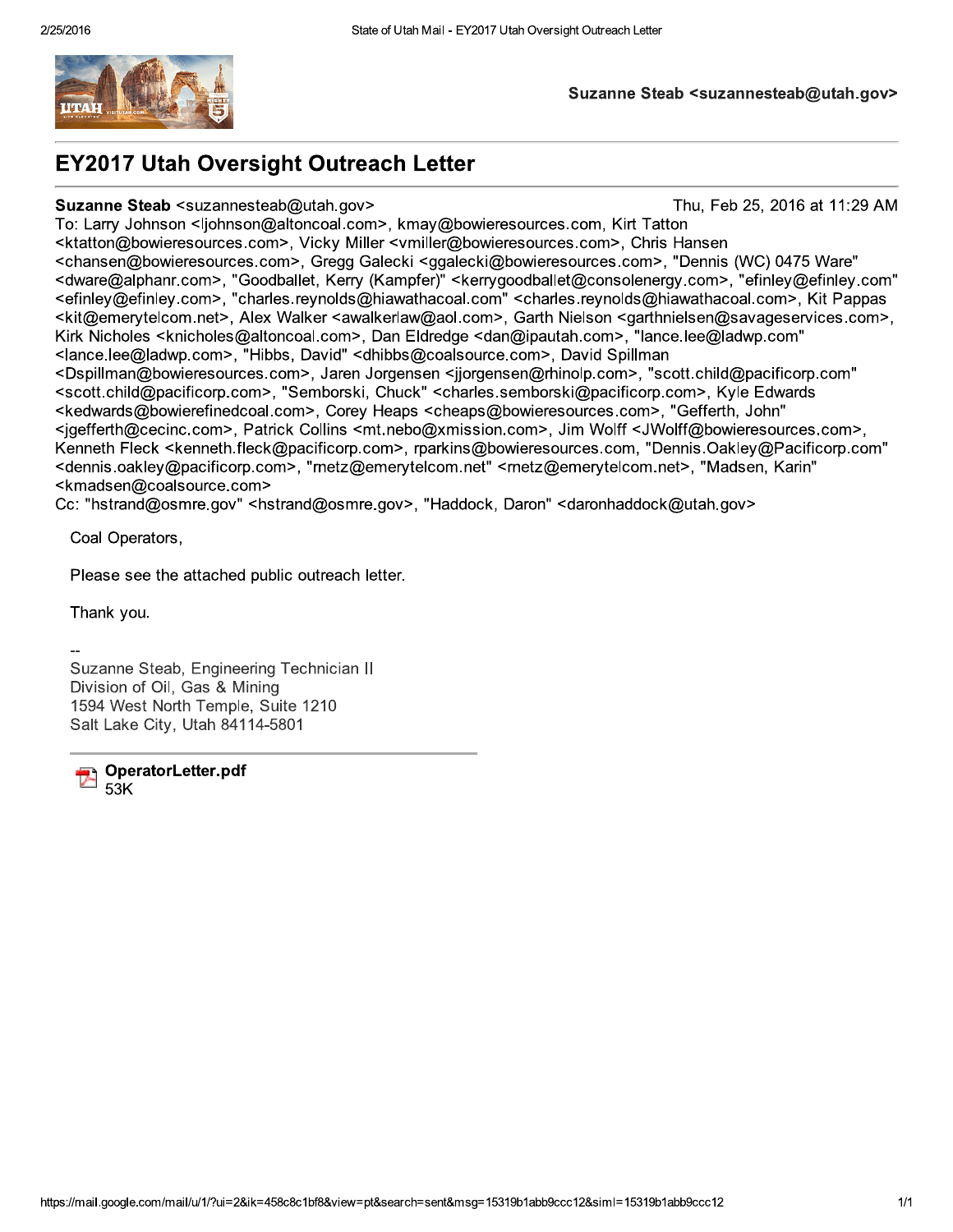Suzanne Steab <suzannesteab@utah.gov>

# EY2017 Utah Oversight Outreach Letter

**Suzanne Steab** <suzannesteab@utah.gov> Thu, Feb 25, 2016 at 11:29 AM

To: Larry Johnson <ljohnson@altoncoal.com>, kmay@bowieresources.com, Kirt Tatton <ktatton@bowieresources.com>, Vicky Miller <vmiller@bowieresources.com>, Chris Hansen <chansen@bowieresources.com>, Gregg Galecki <ggalecki@bowieresources.com>, "Dennis (WC) 0475 Ware" <dware@alphanr.com>, "Goodballet, Kerry (Kampfer)" <kerrygoodballet@consolenergy.com>, "efinley@efinley.com" <efinley@efinley.com>, "charles.reynolds@hiawathacoal.com" <charles.reynolds@hiawathacoal.com>, Kit Pappas <kit@emerytelcom.net>, Alex Walker <awalkerlaw@aol.com>, Garth Nielson <garthnielsen@savageservices.com>, Kirk Nicholes <knicholes@altoncoal.com>, Dan Eldredge <dan@ipautah.com>, "lance.lee@ladwp.com" <lance.lee@ladwp.com>, "Hibbs, David" <dhibbs@coalsource.com>, David Spillman <Dspillman@bowieresources.com>, Jaren Jorgensen <jjorgensen@rhinolp.com>, "scott.child@pacificorp.com" <scott.child@pacificorp.com>, "Semborski, Chuck" <charles.semborski@pacificorp.com>, Kyle Edwards <kedwards@bowierefinedcoal.com>, Corey Heaps <cheaps@bowieresources.com>, "Gefferth, John" <jgefferth@cecinc.com>, Patrick Collins <mt.nebo@xmission.com>, Jim Wolff <JWolff@bowieresources.com>, Kenneth Fleck <kenneth.fleck@pacificorp.com>, rparkins@bowieresources.com, "Dennis.Oakley@Pacificorp.com" <dennis.oakley@pacificorp.com>, "rnetz@emerytelcom.net" <rnetz@emerytelcom.net>, "Madsen, Karin" <kmadsen@coalsource.com>

Cc: "hstrand@osmre.gov" <hstrand@osmre.gov>, "Haddock, Daron" <daronhaddock@utah.gov>

Coal Operators,

Please see the attached public outreach letter.

Thank you.

--
Suzanne Steab, Engineering Technician II
Division of Oil, Gas & Mining
1594 West North Temple, Suite 1210
Salt Lake City, Utah 84114-5801

**OperatorLetter.pdf**
53K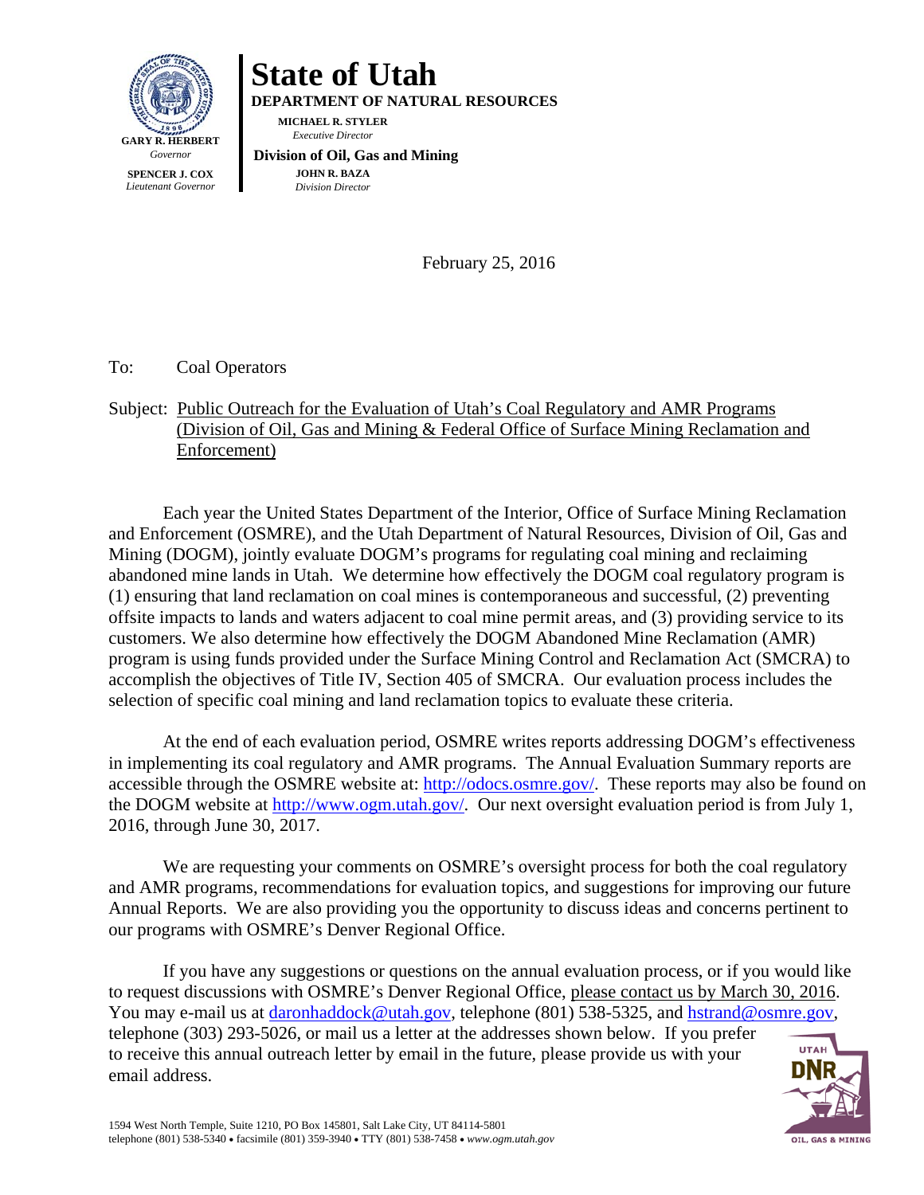# State of Utah

**DEPARTMENT OF NATURAL RESOURCES**

**MICHAEL R. STYLER**
*Executive Director*

**Division of Oil, Gas and Mining**

**JOHN R. BAZA**
*Division Director*

**GARY R. HERBERT**
*Governor*

**SPENCER J. COX**
*Lieutenant Governor*

February 25, 2016

To: Coal Operators

Subject: Public Outreach for the Evaluation of Utah's Coal Regulatory and AMR Programs (Division of Oil, Gas and Mining & Federal Office of Surface Mining Reclamation and Enforcement)

Each year the United States Department of the Interior, Office of Surface Mining Reclamation and Enforcement (OSMRE), and the Utah Department of Natural Resources, Division of Oil, Gas and Mining (DOGM), jointly evaluate DOGM's programs for regulating coal mining and reclaiming abandoned mine lands in Utah. We determine how effectively the DOGM coal regulatory program is (1) ensuring that land reclamation on coal mines is contemporaneous and successful, (2) preventing offsite impacts to lands and waters adjacent to coal mine permit areas, and (3) providing service to its customers. We also determine how effectively the DOGM Abandoned Mine Reclamation (AMR) program is using funds provided under the Surface Mining Control and Reclamation Act (SMCRA) to accomplish the objectives of Title IV, Section 405 of SMCRA. Our evaluation process includes the selection of specific coal mining and land reclamation topics to evaluate these criteria.

At the end of each evaluation period, OSMRE writes reports addressing DOGM's effectiveness in implementing its coal regulatory and AMR programs. The Annual Evaluation Summary reports are accessible through the OSMRE website at: http://odocs.osmre.gov/. These reports may also be found on the DOGM website at http://www.ogm.utah.gov/. Our next oversight evaluation period is from July 1, 2016, through June 30, 2017.

We are requesting your comments on OSMRE's oversight process for both the coal regulatory and AMR programs, recommendations for evaluation topics, and suggestions for improving our future Annual Reports. We are also providing you the opportunity to discuss ideas and concerns pertinent to our programs with OSMRE's Denver Regional Office.

If you have any suggestions or questions on the annual evaluation process, or if you would like to request discussions with OSMRE's Denver Regional Office, please contact us by March 30, 2016. You may e-mail us at daronhaddock@utah.gov, telephone (801) 538-5325, and hstrand@osmre.gov, telephone (303) 293-5026, or mail us a letter at the addresses shown below. If you prefer to receive this annual outreach letter by email in the future, please provide us with your email address.

1594 West North Temple, Suite 1210, PO Box 145801, Salt Lake City, UT 84114-5801
telephone (801) 538-5340 • facsimile (801) 359-3940 • TTY (801) 538-7458 • *www.ogm.utah.gov*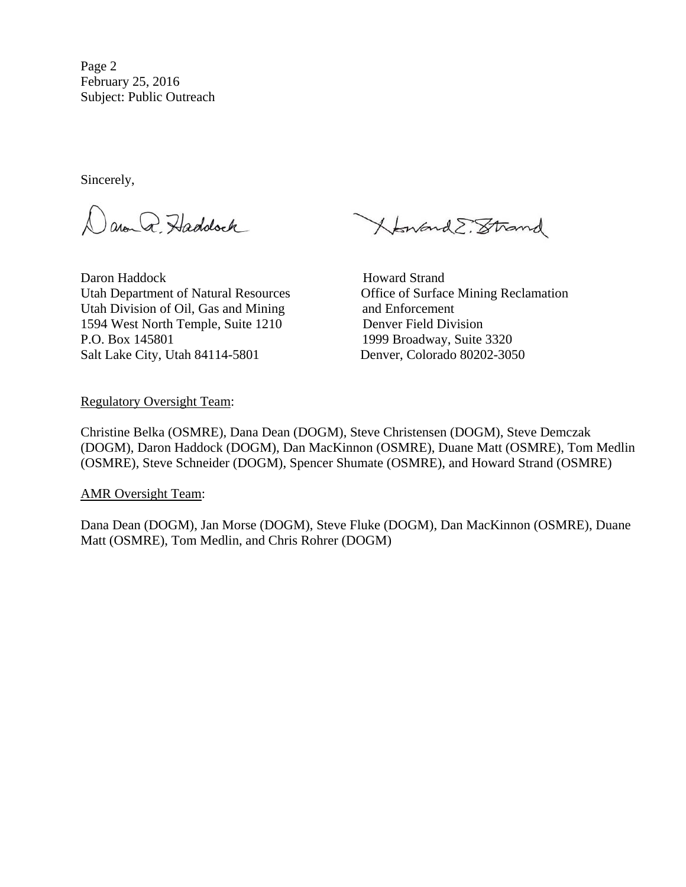Page 2
February 25, 2016
Subject: Public Outreach

Sincerely,

Daron Haddock
Utah Department of Natural Resources
Utah Division of Oil, Gas and Mining
1594 West North Temple, Suite 1210
P.O. Box 145801
Salt Lake City, Utah 84114-5801

Howard Strand
Office of Surface Mining Reclamation
and Enforcement
Denver Field Division
1999 Broadway, Suite 3320
Denver, Colorado 80202-3050

Regulatory Oversight Team:

Christine Belka (OSMRE), Dana Dean (DOGM), Steve Christensen (DOGM), Steve Demczak (DOGM), Daron Haddock (DOGM), Dan MacKinnon (OSMRE), Duane Matt (OSMRE), Tom Medlin (OSMRE), Steve Schneider (DOGM), Spencer Shumate (OSMRE), and Howard Strand (OSMRE)

AMR Oversight Team:

Dana Dean (DOGM), Jan Morse (DOGM), Steve Fluke (DOGM), Dan MacKinnon (OSMRE), Duane Matt (OSMRE), Tom Medlin, and Chris Rohrer (DOGM)